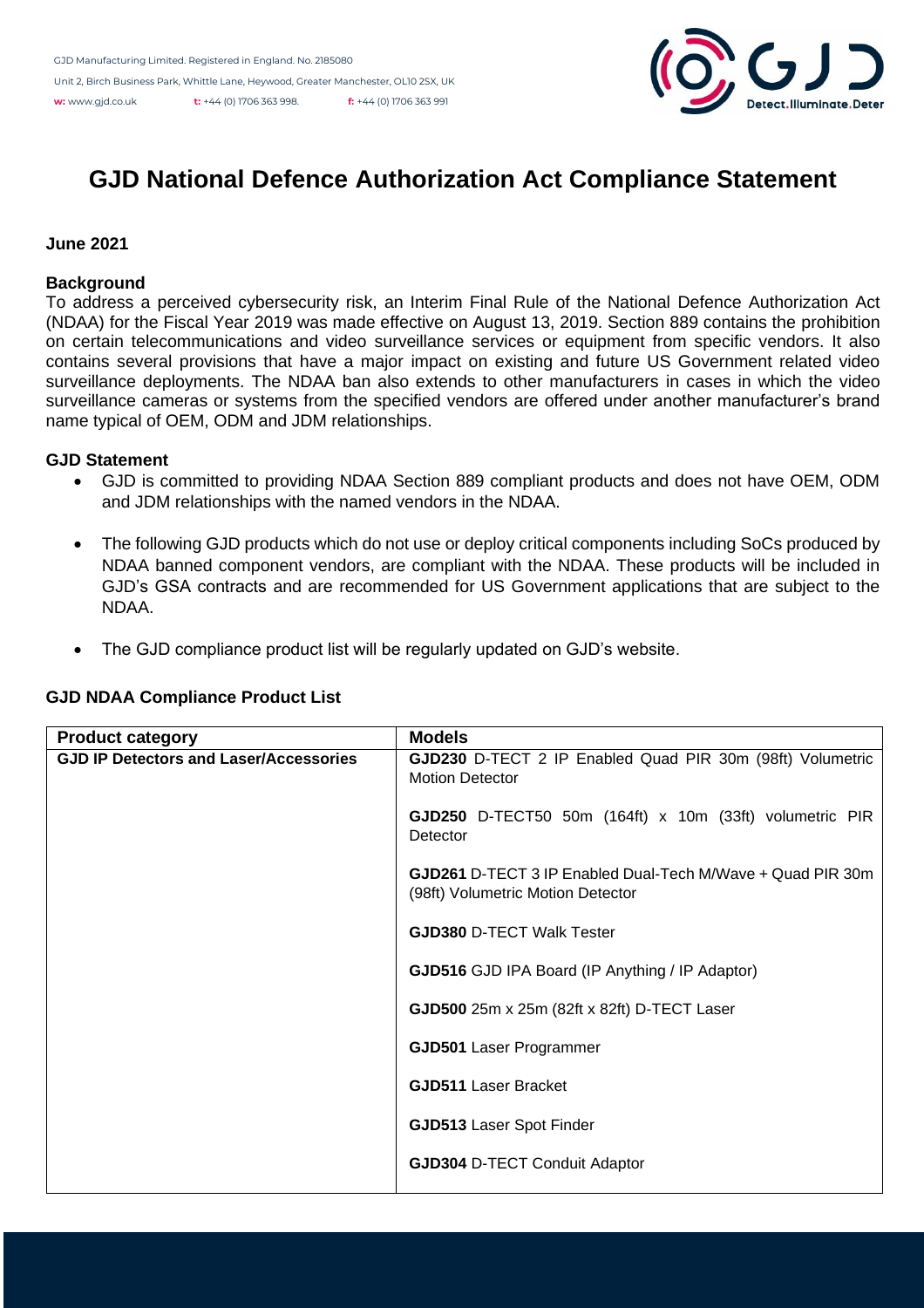GJD Manufacturing Limited. Registered in England. No. 2185080

Unit 2, Birch Business Park, Whittle Lane, Heywood, Greater Manchester, OL10 2SX, UK

**w:** www.gjd.co.uk **t:** +44 (0) 1706 363 998. **f:** +44 (0) 1706 363 991

# GJD National Defence Authorization Act Compliance Statement

**June 2021**

**Background**

To address a perceived cybersecurity risk, an Interim Final Rule of the National Defence Authorization Act (NDAA) for the Fiscal Year 2019 was made effective on August 13, 2019. Section 889 contains the prohibition on certain telecommunications and video surveillance services or equipment from specific vendors. It also contains several provisions that have a major impact on existing and future US Government related video surveillance deployments. The NDAA ban also extends to other manufacturers in cases in which the video surveillance cameras or systems from the specified vendors are offered under another manufacturer's brand name typical of OEM, ODM and JDM relationships.

**GJD Statement**

- GJD is committed to providing NDAA Section 889 compliant products and does not have OEM, ODM and JDM relationships with the named vendors in the NDAA.
- The following GJD products which do not use or deploy critical components including SoCs produced by NDAA banned component vendors, are compliant with the NDAA. These products will be included in GJD's GSA contracts and are recommended for US Government applications that are subject to the NDAA.
- The GJD compliance product list will be regularly updated on GJD's website.

**GJD NDAA Compliance Product List**

| Product category | Models |
|---|---|
| **GJD IP Detectors and Laser/Accessories** | **GJD230** D-TECT 2 IP Enabled Quad PIR 30m (98ft) Volumetric Motion Detector |
| | **GJD250** D-TECT50 50m (164ft) x 10m (33ft) volumetric PIR Detector |
| | **GJD261** D-TECT 3 IP Enabled Dual-Tech M/Wave + Quad PIR 30m (98ft) Volumetric Motion Detector |
| | **GJD380** D-TECT Walk Tester |
| | **GJD516** GJD IPA Board (IP Anything / IP Adaptor) |
| | **GJD500** 25m x 25m (82ft x 82ft) D-TECT Laser |
| | **GJD501** Laser Programmer |
| | **GJD511** Laser Bracket |
| | **GJD513** Laser Spot Finder |
| | **GJD304** D-TECT Conduit Adaptor |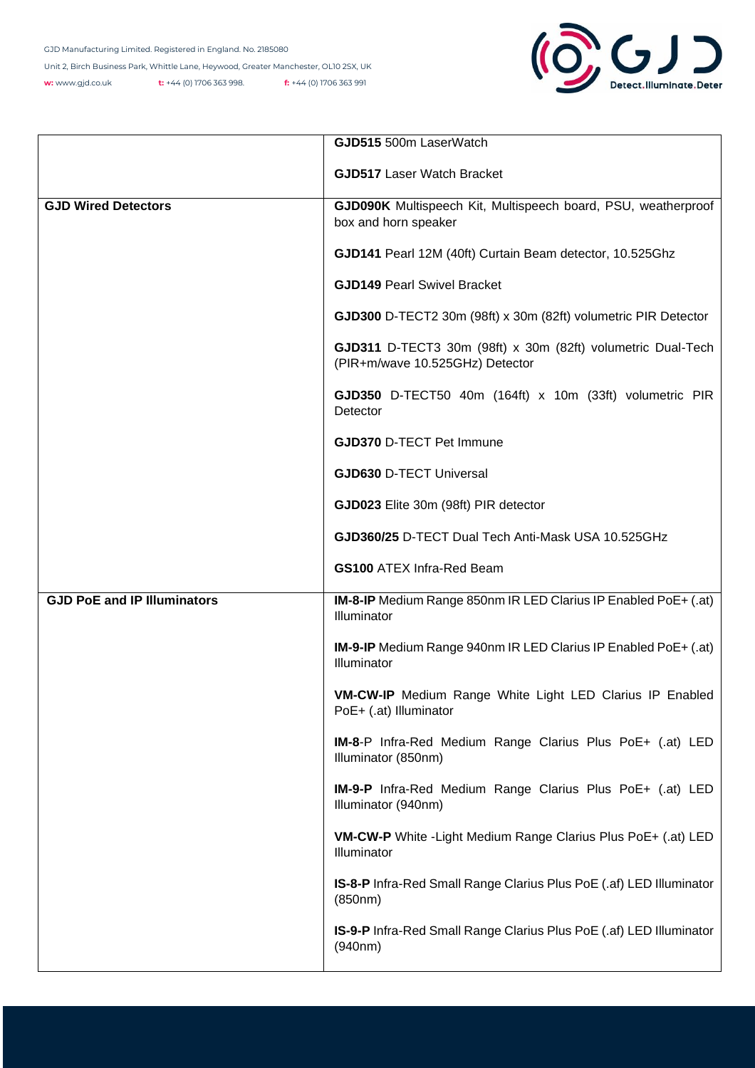|  |  |
|---|---|
|  | **GJD515** 500m LaserWatch<br><br>**GJD517** Laser Watch Bracket |
| **GJD Wired Detectors** | **GJD090K** Multispeech Kit, Multispeech board, PSU, weatherproof box and horn speaker<br><br>**GJD141** Pearl 12M (40ft) Curtain Beam detector, 10.525Ghz<br><br>**GJD149** Pearl Swivel Bracket<br><br>**GJD300** D-TECT2 30m (98ft) x 30m (82ft) volumetric PIR Detector<br><br>**GJD311** D-TECT3 30m (98ft) x 30m (82ft) volumetric Dual-Tech (PIR+m/wave 10.525GHz) Detector<br><br>**GJD350** D-TECT50 40m (164ft) x 10m (33ft) volumetric PIR Detector<br><br>**GJD370** D-TECT Pet Immune<br><br>**GJD630** D-TECT Universal<br><br>**GJD023** Elite 30m (98ft) PIR detector<br><br>**GJD360/25** D-TECT Dual Tech Anti-Mask USA 10.525GHz<br><br>**GS100** ATEX Infra-Red Beam |
| **GJD PoE and IP Illuminators** | **IM-8-IP** Medium Range 850nm IR LED Clarius IP Enabled PoE+ (.at) Illuminator<br><br>**IM-9-IP** Medium Range 940nm IR LED Clarius IP Enabled PoE+ (.at) Illuminator<br><br>**VM-CW-IP** Medium Range White Light LED Clarius IP Enabled PoE+ (.at) Illuminator<br><br>**IM-8**-P Infra-Red Medium Range Clarius Plus PoE+ (.at) LED Illuminator (850nm)<br><br>**IM-9-P** Infra-Red Medium Range Clarius Plus PoE+ (.at) LED Illuminator (940nm)<br><br>**VM-CW-P** White -Light Medium Range Clarius Plus PoE+ (.at) LED Illuminator<br><br>**IS-8-P** Infra-Red Small Range Clarius Plus PoE (.af) LED Illuminator (850nm)<br><br>**IS-9-P** Infra-Red Small Range Clarius Plus PoE (.af) LED Illuminator (940nm) |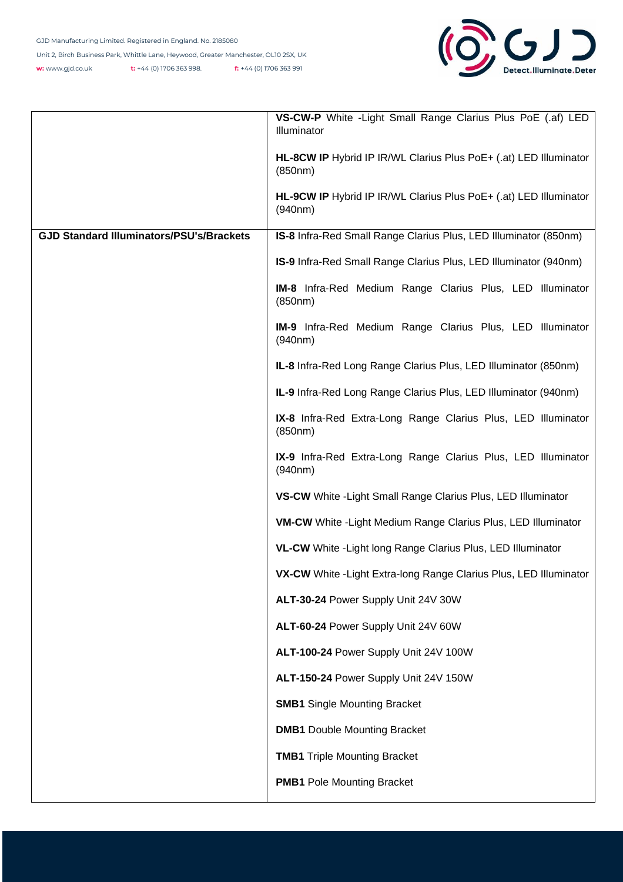| | |
|---|---|
| | **VS-CW-P** White -Light Small Range Clarius Plus PoE (.af) LED Illuminator<br><br>**HL-8CW IP** Hybrid IP IR/WL Clarius Plus PoE+ (.at) LED Illuminator (850nm)<br><br>**HL-9CW IP** Hybrid IP IR/WL Clarius Plus PoE+ (.at) LED Illuminator (940nm) |
| **GJD Standard Illuminators/PSU's/Brackets** | **IS-8** Infra-Red Small Range Clarius Plus, LED Illuminator (850nm)<br><br>**IS-9** Infra-Red Small Range Clarius Plus, LED Illuminator (940nm)<br><br>**IM-8** Infra-Red Medium Range Clarius Plus, LED Illuminator (850nm)<br><br>**IM-9** Infra-Red Medium Range Clarius Plus, LED Illuminator (940nm)<br><br>**IL-8** Infra-Red Long Range Clarius Plus, LED Illuminator (850nm)<br><br>**IL-9** Infra-Red Long Range Clarius Plus, LED Illuminator (940nm)<br><br>**IX-8** Infra-Red Extra-Long Range Clarius Plus, LED Illuminator (850nm)<br><br>**IX-9** Infra-Red Extra-Long Range Clarius Plus, LED Illuminator (940nm)<br><br>**VS-CW** White -Light Small Range Clarius Plus, LED Illuminator<br><br>**VM-CW** White -Light Medium Range Clarius Plus, LED Illuminator<br><br>**VL-CW** White -Light long Range Clarius Plus, LED Illuminator<br><br>**VX-CW** White -Light Extra-long Range Clarius Plus, LED Illuminator<br><br>**ALT-30-24** Power Supply Unit 24V 30W<br><br>**ALT-60-24** Power Supply Unit 24V 60W<br><br>**ALT-100-24** Power Supply Unit 24V 100W<br><br>**ALT-150-24** Power Supply Unit 24V 150W<br><br>**SMB1** Single Mounting Bracket<br><br>**DMB1** Double Mounting Bracket<br><br>**TMB1** Triple Mounting Bracket<br><br>**PMB1** Pole Mounting Bracket |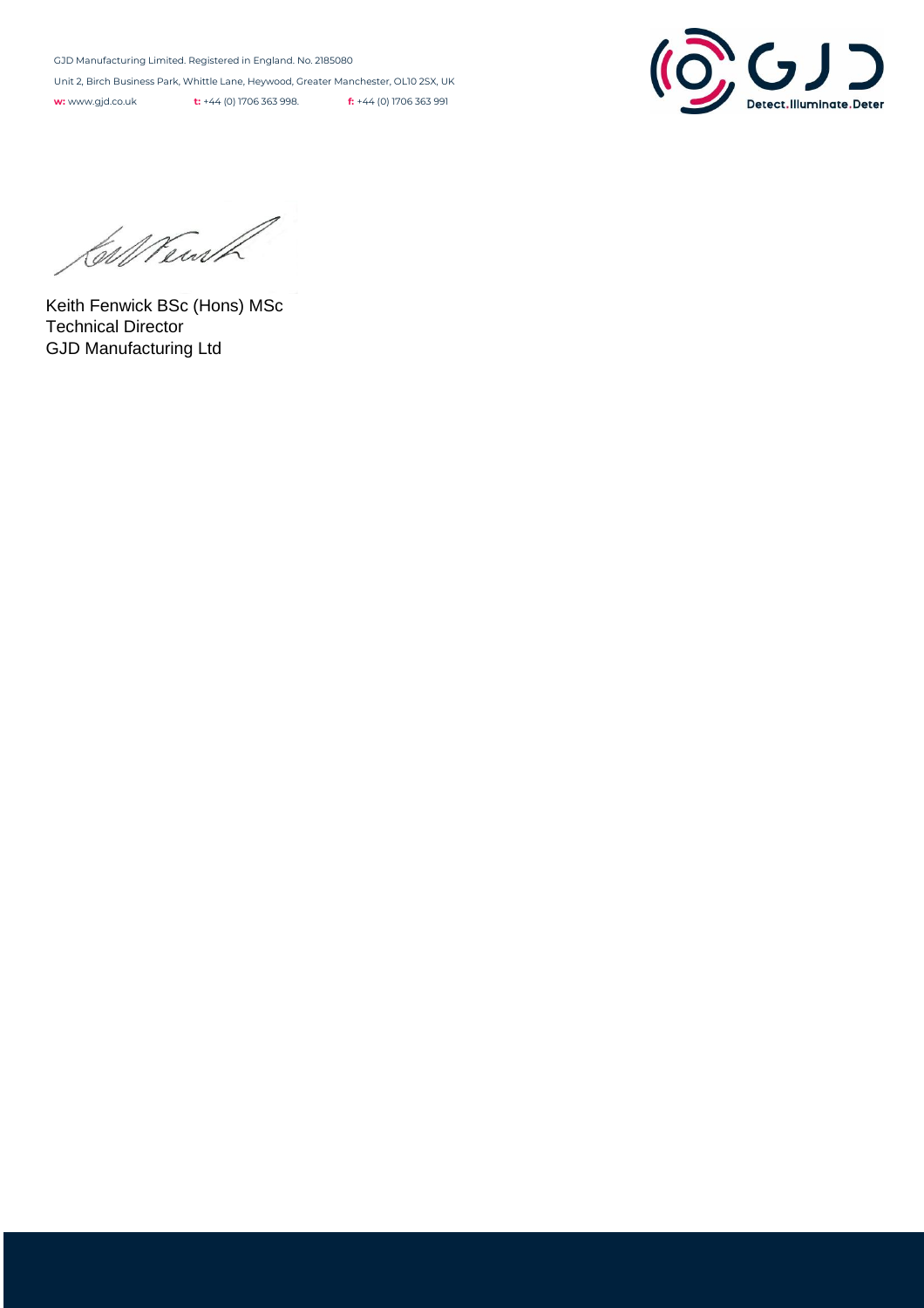Keith Fenwick BSc (Hons) MSc
Technical Director
GJD Manufacturing Ltd